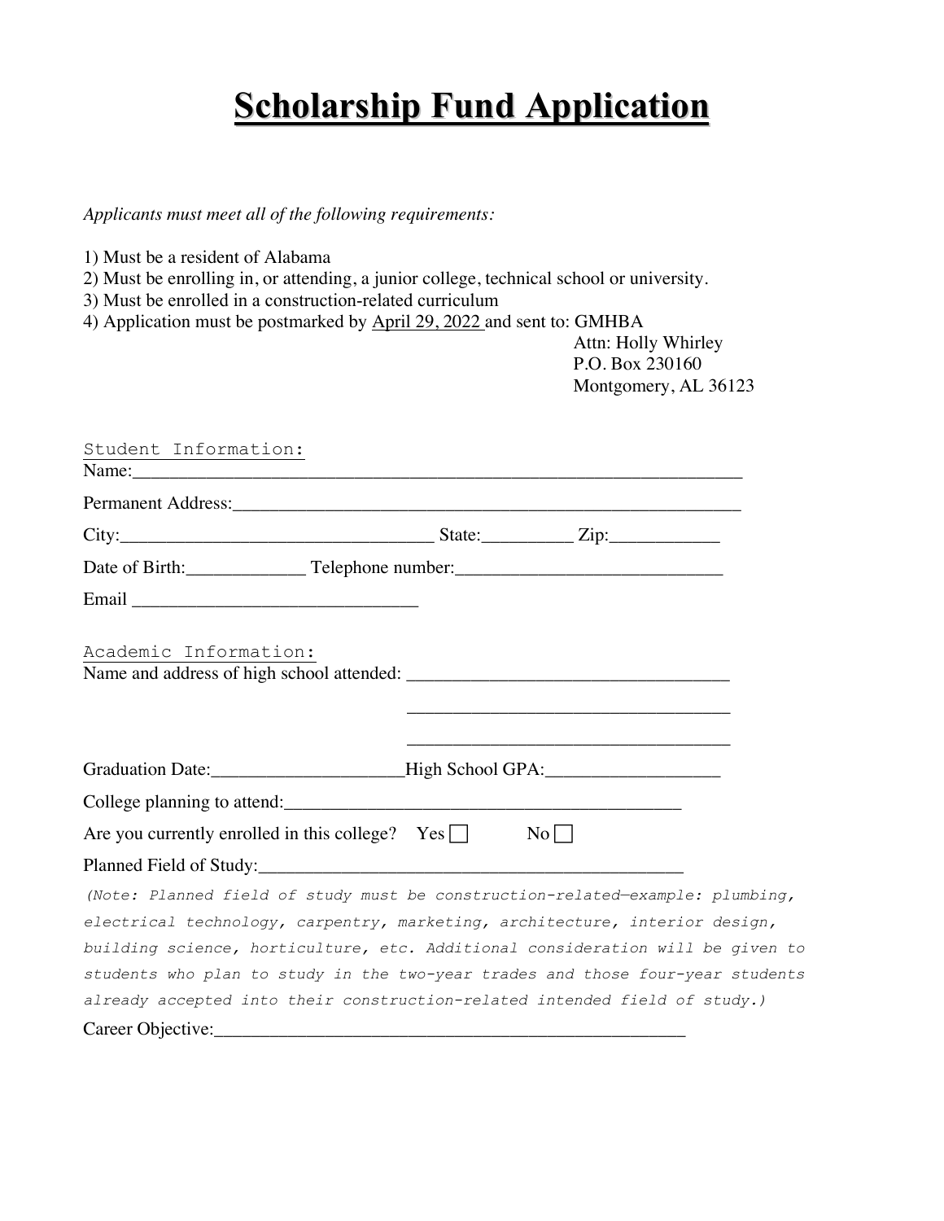# Scholarship Fund Application

*Applicants must meet all of the following requirements:*

1) Must be a resident of Alabama
2) Must be enrolling in, or attending, a junior college, technical school or university.
3) Must be enrolled in a construction-related curriculum
4) Application must be postmarked by April 29, 2022 and sent to: GMHBA
   Attn: Holly Whirley
   P.O. Box 230160
   Montgomery, AL 36123

Student Information:

Name:_____________________________________________________________

Permanent Address:___________________________________________________

City:_______________________________ State:_________ Zip:___________

Date of Birth:____________ Telephone number:__________________________

Email ____________________________

Academic Information:

Name and address of high school attended: _______________________________

_______________________________

_______________________________

Graduation Date:___________________High School GPA:_________________

College planning to attend:_______________________________________

Are you currently enrolled in this college? Yes ☐ No ☐

Planned Field of Study:___________________________________________

*(Note: Planned field of study must be construction-related—example: plumbing, electrical technology, carpentry, marketing, architecture, interior design, building science, horticulture, etc. Additional consideration will be given to students who plan to study in the two-year trades and those four-year students already accepted into their construction-related intended field of study.)*

Career Objective:________________________________________________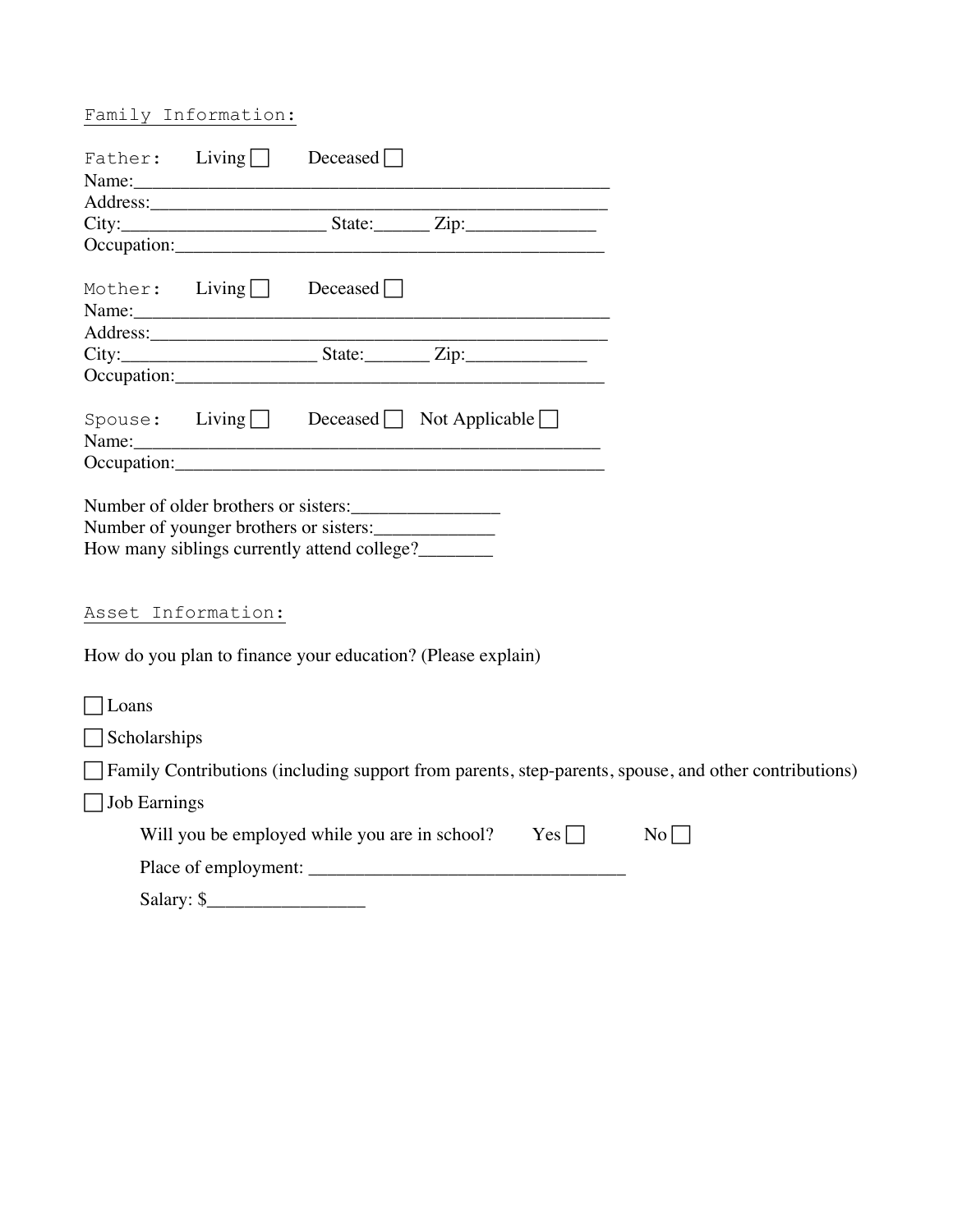## Family Information:

Father: Living ☐ Deceased ☐

Name:_______________________________________________

Address:_____________________________________________

City:_____________________ State:______ Zip:_____________

Occupation:__________________________________________

Mother: Living ☐ Deceased ☐

Name:_______________________________________________

Address:_____________________________________________

City:____________________ State:_______ Zip:____________

Occupation:__________________________________________

Spouse: Living ☐ Deceased ☐ Not Applicable ☐

Name:______________________________________________

Occupation:__________________________________________

Number of older brothers or sisters:_______________

Number of younger brothers or sisters:____________

How many siblings currently attend college?________

## Asset Information:

How do you plan to finance your education? (Please explain)

☐ Loans

☐ Scholarships

☐ Family Contributions (including support from parents, step-parents, spouse, and other contributions)

☐ Job Earnings

Will you be employed while you are in school? Yes ☐ No ☐

Place of employment: _________________________________

Salary: $________________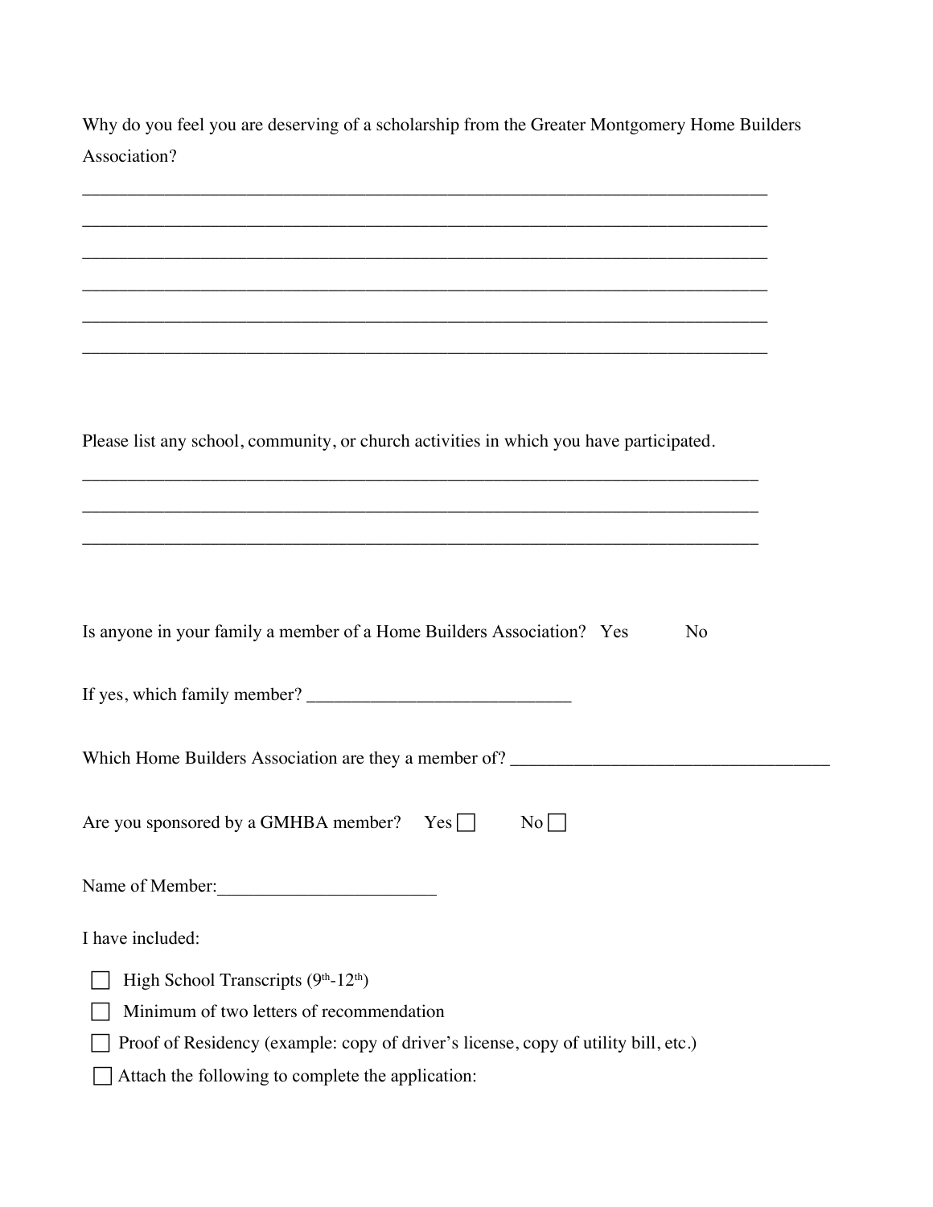Why do you feel you are deserving of a scholarship from the Greater Montgomery Home Builders Association?

\_\_\_\_\_\_\_\_\_\_\_\_\_\_\_\_\_\_\_\_\_\_\_\_\_\_\_\_\_\_\_\_\_\_\_\_\_\_\_\_\_\_\_\_\_\_\_\_\_\_\_\_\_\_\_\_\_\_\_\_\_\_\_\_\_\_\_\_\_\_\_\_\_\_

\_\_\_\_\_\_\_\_\_\_\_\_\_\_\_\_\_\_\_\_\_\_\_\_\_\_\_\_\_\_\_\_\_\_\_\_\_\_\_\_\_\_\_\_\_\_\_\_\_\_\_\_\_\_\_\_\_\_\_\_\_\_\_\_\_\_\_\_\_\_\_\_\_\_

\_\_\_\_\_\_\_\_\_\_\_\_\_\_\_\_\_\_\_\_\_\_\_\_\_\_\_\_\_\_\_\_\_\_\_\_\_\_\_\_\_\_\_\_\_\_\_\_\_\_\_\_\_\_\_\_\_\_\_\_\_\_\_\_\_\_\_\_\_\_\_\_\_\_

\_\_\_\_\_\_\_\_\_\_\_\_\_\_\_\_\_\_\_\_\_\_\_\_\_\_\_\_\_\_\_\_\_\_\_\_\_\_\_\_\_\_\_\_\_\_\_\_\_\_\_\_\_\_\_\_\_\_\_\_\_\_\_\_\_\_\_\_\_\_\_\_\_\_

\_\_\_\_\_\_\_\_\_\_\_\_\_\_\_\_\_\_\_\_\_\_\_\_\_\_\_\_\_\_\_\_\_\_\_\_\_\_\_\_\_\_\_\_\_\_\_\_\_\_\_\_\_\_\_\_\_\_\_\_\_\_\_\_\_\_\_\_\_\_\_\_\_\_

\_\_\_\_\_\_\_\_\_\_\_\_\_\_\_\_\_\_\_\_\_\_\_\_\_\_\_\_\_\_\_\_\_\_\_\_\_\_\_\_\_\_\_\_\_\_\_\_\_\_\_\_\_\_\_\_\_\_\_\_\_\_\_\_\_\_\_\_\_\_\_\_\_\_

Please list any school, community, or church activities in which you have participated.

\_\_\_\_\_\_\_\_\_\_\_\_\_\_\_\_\_\_\_\_\_\_\_\_\_\_\_\_\_\_\_\_\_\_\_\_\_\_\_\_\_\_\_\_\_\_\_\_\_\_\_\_\_\_\_\_\_\_\_\_\_\_\_\_\_\_\_\_\_\_\_\_\_

\_\_\_\_\_\_\_\_\_\_\_\_\_\_\_\_\_\_\_\_\_\_\_\_\_\_\_\_\_\_\_\_\_\_\_\_\_\_\_\_\_\_\_\_\_\_\_\_\_\_\_\_\_\_\_\_\_\_\_\_\_\_\_\_\_\_\_\_\_\_\_\_\_

\_\_\_\_\_\_\_\_\_\_\_\_\_\_\_\_\_\_\_\_\_\_\_\_\_\_\_\_\_\_\_\_\_\_\_\_\_\_\_\_\_\_\_\_\_\_\_\_\_\_\_\_\_\_\_\_\_\_\_\_\_\_\_\_\_\_\_\_\_\_\_\_\_

Is anyone in your family a member of a Home Builders Association? Yes No

If yes, which family member? \_\_\_\_\_\_\_\_\_\_\_\_\_\_\_\_\_\_\_\_\_\_\_\_\_\_\_\_

Which Home Builders Association are they a member of? \_\_\_\_\_\_\_\_\_\_\_\_\_\_\_\_\_\_\_\_\_\_\_\_\_\_\_\_\_\_\_\_\_\_

Are you sponsored by a GMHBA member? Yes ☐ No ☐

Name of Member:\_\_\_\_\_\_\_\_\_\_\_\_\_\_\_\_\_\_\_\_\_\_\_

I have included:

- ☐ High School Transcripts (9th-12th)
- ☐ Minimum of two letters of recommendation
- ☐ Proof of Residency (example: copy of driver's license, copy of utility bill, etc.)
- ☐ Attach the following to complete the application: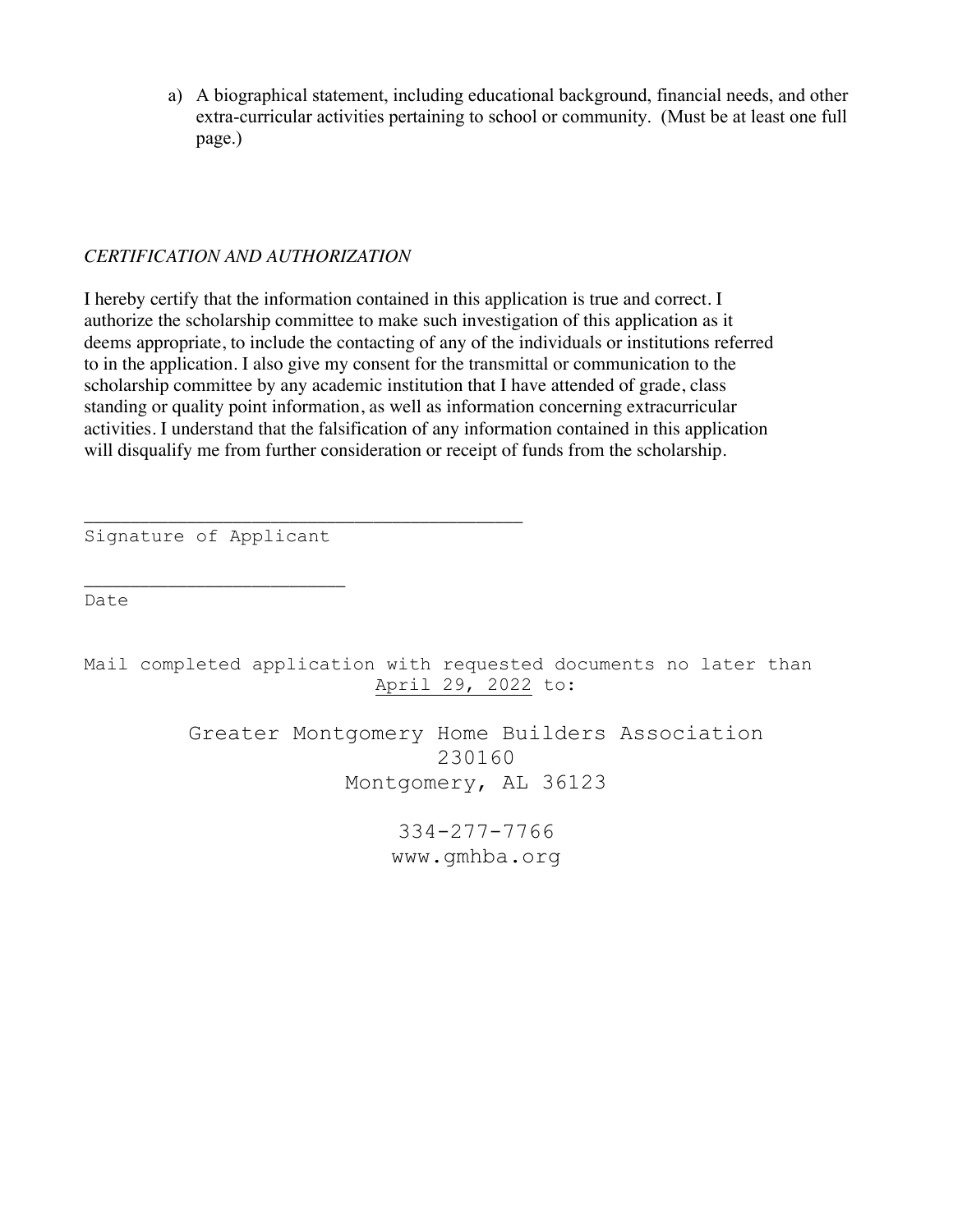a) A biographical statement, including educational background, financial needs, and other extra-curricular activities pertaining to school or community. (Must be at least one full page.)

*CERTIFICATION AND AUTHORIZATION*

I hereby certify that the information contained in this application is true and correct. I authorize the scholarship committee to make such investigation of this application as it deems appropriate, to include the contacting of any of the individuals or institutions referred to in the application. I also give my consent for the transmittal or communication to the scholarship committee by any academic institution that I have attended of grade, class standing or quality point information, as well as information concerning extracurricular activities. I understand that the falsification of any information contained in this application will disqualify me from further consideration or receipt of funds from the scholarship.

_______________________________________
Signature of Applicant

_______________________
Date

Mail completed application with requested documents no later than April 29, 2022 to:

Greater Montgomery Home Builders Association
230160
Montgomery, AL 36123

334-277-7766
www.gmhba.org